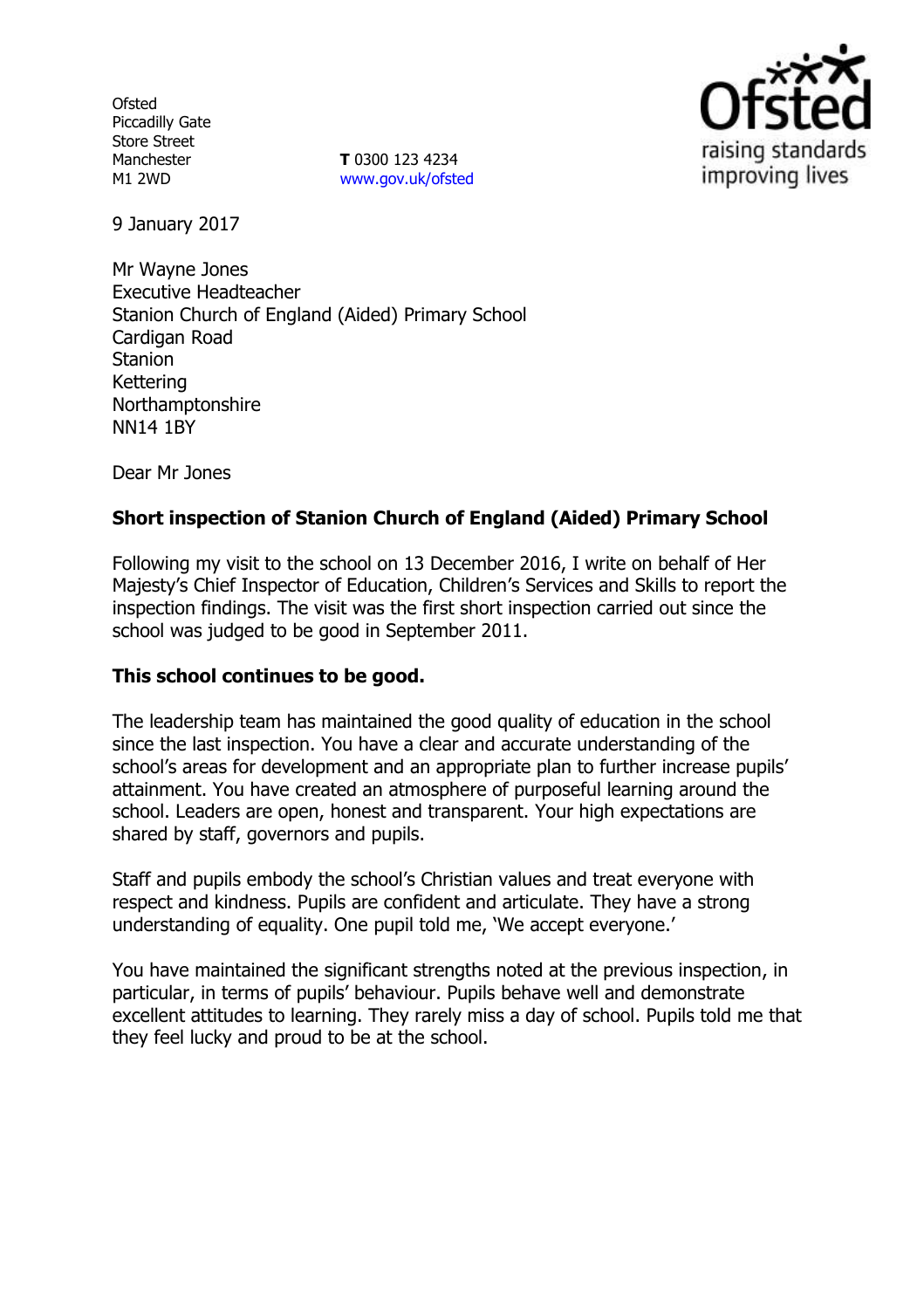Ofsted
Piccadilly Gate
Store Street
Manchester
M1 2WD

**T** 0300 123 4234
www.gov.uk/ofsted

Ofsted
raising standards
improving lives

9 January 2017

Mr Wayne Jones
Executive Headteacher
Stanion Church of England (Aided) Primary School
Cardigan Road
Stanion
Kettering
Northamptonshire
NN14 1BY

Dear Mr Jones

**Short inspection of Stanion Church of England (Aided) Primary School**

Following my visit to the school on 13 December 2016, I write on behalf of Her Majesty's Chief Inspector of Education, Children's Services and Skills to report the inspection findings. The visit was the first short inspection carried out since the school was judged to be good in September 2011.

**This school continues to be good.**

The leadership team has maintained the good quality of education in the school since the last inspection. You have a clear and accurate understanding of the school's areas for development and an appropriate plan to further increase pupils' attainment. You have created an atmosphere of purposeful learning around the school. Leaders are open, honest and transparent. Your high expectations are shared by staff, governors and pupils.

Staff and pupils embody the school's Christian values and treat everyone with respect and kindness. Pupils are confident and articulate. They have a strong understanding of equality. One pupil told me, 'We accept everyone.'

You have maintained the significant strengths noted at the previous inspection, in particular, in terms of pupils' behaviour. Pupils behave well and demonstrate excellent attitudes to learning. They rarely miss a day of school. Pupils told me that they feel lucky and proud to be at the school.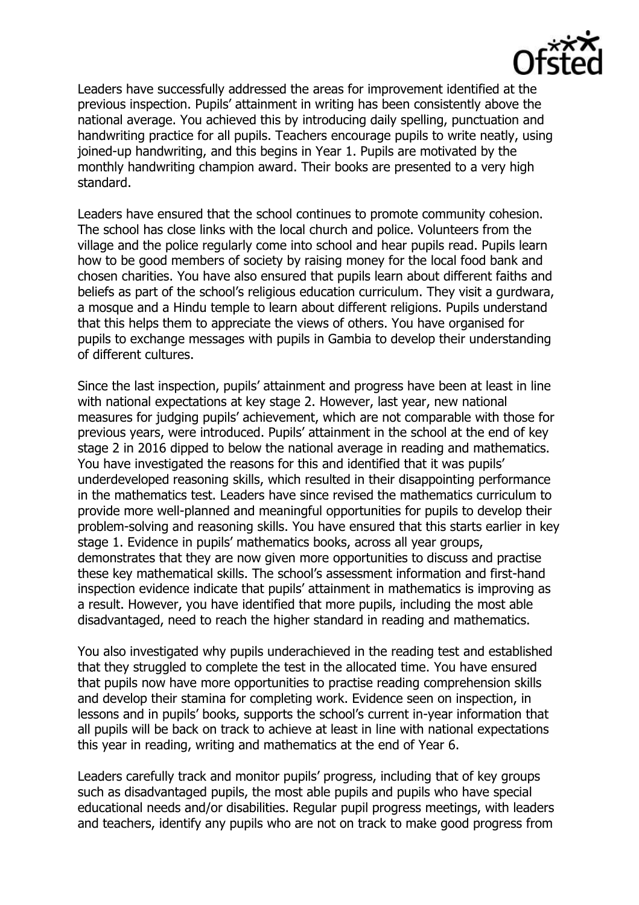Leaders have successfully addressed the areas for improvement identified at the previous inspection. Pupils' attainment in writing has been consistently above the national average. You achieved this by introducing daily spelling, punctuation and handwriting practice for all pupils. Teachers encourage pupils to write neatly, using joined-up handwriting, and this begins in Year 1. Pupils are motivated by the monthly handwriting champion award. Their books are presented to a very high standard.

Leaders have ensured that the school continues to promote community cohesion. The school has close links with the local church and police. Volunteers from the village and the police regularly come into school and hear pupils read. Pupils learn how to be good members of society by raising money for the local food bank and chosen charities. You have also ensured that pupils learn about different faiths and beliefs as part of the school's religious education curriculum. They visit a gurdwara, a mosque and a Hindu temple to learn about different religions. Pupils understand that this helps them to appreciate the views of others. You have organised for pupils to exchange messages with pupils in Gambia to develop their understanding of different cultures.

Since the last inspection, pupils' attainment and progress have been at least in line with national expectations at key stage 2. However, last year, new national measures for judging pupils' achievement, which are not comparable with those for previous years, were introduced. Pupils' attainment in the school at the end of key stage 2 in 2016 dipped to below the national average in reading and mathematics. You have investigated the reasons for this and identified that it was pupils' underdeveloped reasoning skills, which resulted in their disappointing performance in the mathematics test. Leaders have since revised the mathematics curriculum to provide more well-planned and meaningful opportunities for pupils to develop their problem-solving and reasoning skills. You have ensured that this starts earlier in key stage 1. Evidence in pupils' mathematics books, across all year groups, demonstrates that they are now given more opportunities to discuss and practise these key mathematical skills. The school's assessment information and first-hand inspection evidence indicate that pupils' attainment in mathematics is improving as a result. However, you have identified that more pupils, including the most able disadvantaged, need to reach the higher standard in reading and mathematics.

You also investigated why pupils underachieved in the reading test and established that they struggled to complete the test in the allocated time. You have ensured that pupils now have more opportunities to practise reading comprehension skills and develop their stamina for completing work. Evidence seen on inspection, in lessons and in pupils' books, supports the school's current in-year information that all pupils will be back on track to achieve at least in line with national expectations this year in reading, writing and mathematics at the end of Year 6.

Leaders carefully track and monitor pupils' progress, including that of key groups such as disadvantaged pupils, the most able pupils and pupils who have special educational needs and/or disabilities. Regular pupil progress meetings, with leaders and teachers, identify any pupils who are not on track to make good progress from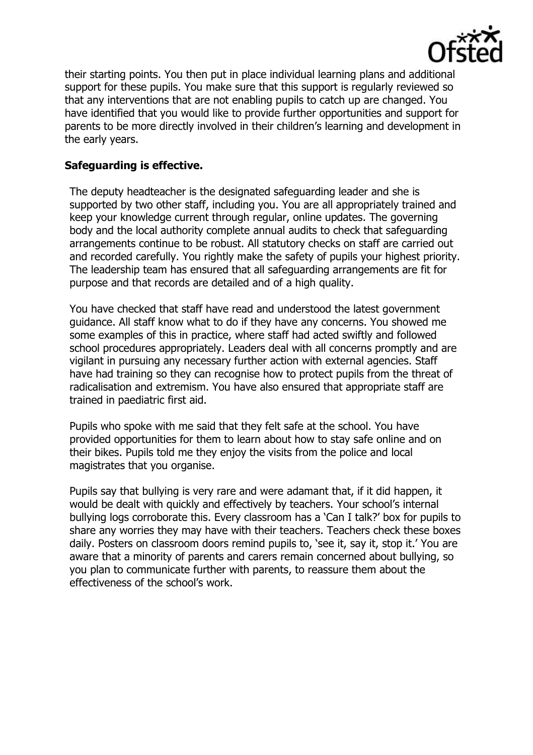their starting points. You then put in place individual learning plans and additional support for these pupils. You make sure that this support is regularly reviewed so that any interventions that are not enabling pupils to catch up are changed. You have identified that you would like to provide further opportunities and support for parents to be more directly involved in their children's learning and development in the early years.

**Safeguarding is effective.**

The deputy headteacher is the designated safeguarding leader and she is supported by two other staff, including you. You are all appropriately trained and keep your knowledge current through regular, online updates. The governing body and the local authority complete annual audits to check that safeguarding arrangements continue to be robust. All statutory checks on staff are carried out and recorded carefully. You rightly make the safety of pupils your highest priority. The leadership team has ensured that all safeguarding arrangements are fit for purpose and that records are detailed and of a high quality.

You have checked that staff have read and understood the latest government guidance. All staff know what to do if they have any concerns. You showed me some examples of this in practice, where staff had acted swiftly and followed school procedures appropriately. Leaders deal with all concerns promptly and are vigilant in pursuing any necessary further action with external agencies. Staff have had training so they can recognise how to protect pupils from the threat of radicalisation and extremism. You have also ensured that appropriate staff are trained in paediatric first aid.

Pupils who spoke with me said that they felt safe at the school. You have provided opportunities for them to learn about how to stay safe online and on their bikes. Pupils told me they enjoy the visits from the police and local magistrates that you organise.

Pupils say that bullying is very rare and were adamant that, if it did happen, it would be dealt with quickly and effectively by teachers. Your school's internal bullying logs corroborate this. Every classroom has a 'Can I talk?' box for pupils to share any worries they may have with their teachers. Teachers check these boxes daily. Posters on classroom doors remind pupils to, 'see it, say it, stop it.' You are aware that a minority of parents and carers remain concerned about bullying, so you plan to communicate further with parents, to reassure them about the effectiveness of the school's work.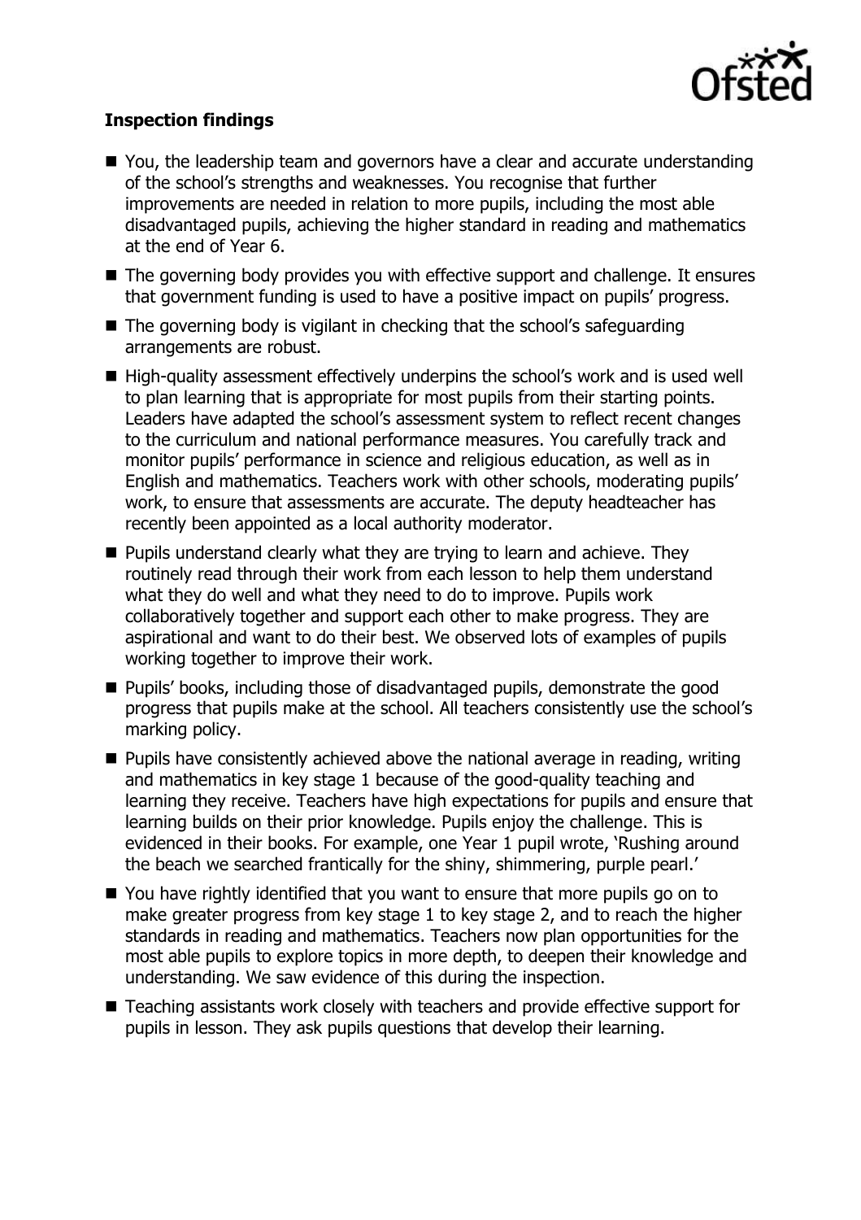**Inspection findings**

- You, the leadership team and governors have a clear and accurate understanding of the school's strengths and weaknesses. You recognise that further improvements are needed in relation to more pupils, including the most able disadvantaged pupils, achieving the higher standard in reading and mathematics at the end of Year 6.
- The governing body provides you with effective support and challenge. It ensures that government funding is used to have a positive impact on pupils' progress.
- The governing body is vigilant in checking that the school's safeguarding arrangements are robust.
- High-quality assessment effectively underpins the school's work and is used well to plan learning that is appropriate for most pupils from their starting points. Leaders have adapted the school's assessment system to reflect recent changes to the curriculum and national performance measures. You carefully track and monitor pupils' performance in science and religious education, as well as in English and mathematics. Teachers work with other schools, moderating pupils' work, to ensure that assessments are accurate. The deputy headteacher has recently been appointed as a local authority moderator.
- Pupils understand clearly what they are trying to learn and achieve. They routinely read through their work from each lesson to help them understand what they do well and what they need to do to improve. Pupils work collaboratively together and support each other to make progress. They are aspirational and want to do their best. We observed lots of examples of pupils working together to improve their work.
- Pupils' books, including those of disadvantaged pupils, demonstrate the good progress that pupils make at the school. All teachers consistently use the school's marking policy.
- Pupils have consistently achieved above the national average in reading, writing and mathematics in key stage 1 because of the good-quality teaching and learning they receive. Teachers have high expectations for pupils and ensure that learning builds on their prior knowledge. Pupils enjoy the challenge. This is evidenced in their books. For example, one Year 1 pupil wrote, 'Rushing around the beach we searched frantically for the shiny, shimmering, purple pearl.'
- You have rightly identified that you want to ensure that more pupils go on to make greater progress from key stage 1 to key stage 2, and to reach the higher standards in reading and mathematics. Teachers now plan opportunities for the most able pupils to explore topics in more depth, to deepen their knowledge and understanding. We saw evidence of this during the inspection.
- Teaching assistants work closely with teachers and provide effective support for pupils in lesson. They ask pupils questions that develop their learning.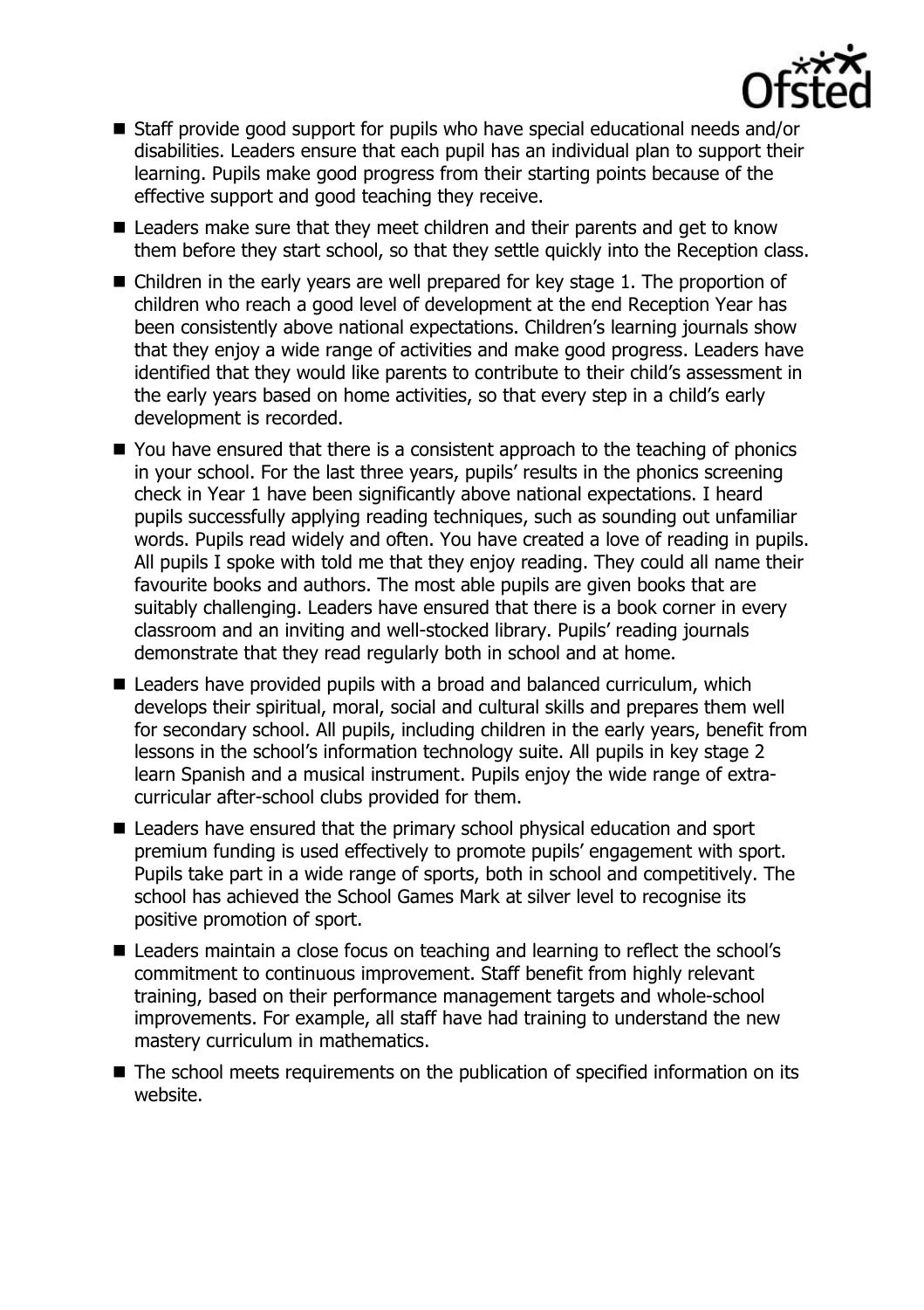- Staff provide good support for pupils who have special educational needs and/or disabilities. Leaders ensure that each pupil has an individual plan to support their learning. Pupils make good progress from their starting points because of the effective support and good teaching they receive.
- Leaders make sure that they meet children and their parents and get to know them before they start school, so that they settle quickly into the Reception class.
- Children in the early years are well prepared for key stage 1. The proportion of children who reach a good level of development at the end Reception Year has been consistently above national expectations. Children's learning journals show that they enjoy a wide range of activities and make good progress. Leaders have identified that they would like parents to contribute to their child's assessment in the early years based on home activities, so that every step in a child's early development is recorded.
- You have ensured that there is a consistent approach to the teaching of phonics in your school. For the last three years, pupils' results in the phonics screening check in Year 1 have been significantly above national expectations. I heard pupils successfully applying reading techniques, such as sounding out unfamiliar words. Pupils read widely and often. You have created a love of reading in pupils. All pupils I spoke with told me that they enjoy reading. They could all name their favourite books and authors. The most able pupils are given books that are suitably challenging. Leaders have ensured that there is a book corner in every classroom and an inviting and well-stocked library. Pupils' reading journals demonstrate that they read regularly both in school and at home.
- Leaders have provided pupils with a broad and balanced curriculum, which develops their spiritual, moral, social and cultural skills and prepares them well for secondary school. All pupils, including children in the early years, benefit from lessons in the school's information technology suite. All pupils in key stage 2 learn Spanish and a musical instrument. Pupils enjoy the wide range of extra-curricular after-school clubs provided for them.
- Leaders have ensured that the primary school physical education and sport premium funding is used effectively to promote pupils' engagement with sport. Pupils take part in a wide range of sports, both in school and competitively. The school has achieved the School Games Mark at silver level to recognise its positive promotion of sport.
- Leaders maintain a close focus on teaching and learning to reflect the school's commitment to continuous improvement. Staff benefit from highly relevant training, based on their performance management targets and whole-school improvements. For example, all staff have had training to understand the new mastery curriculum in mathematics.
- The school meets requirements on the publication of specified information on its website.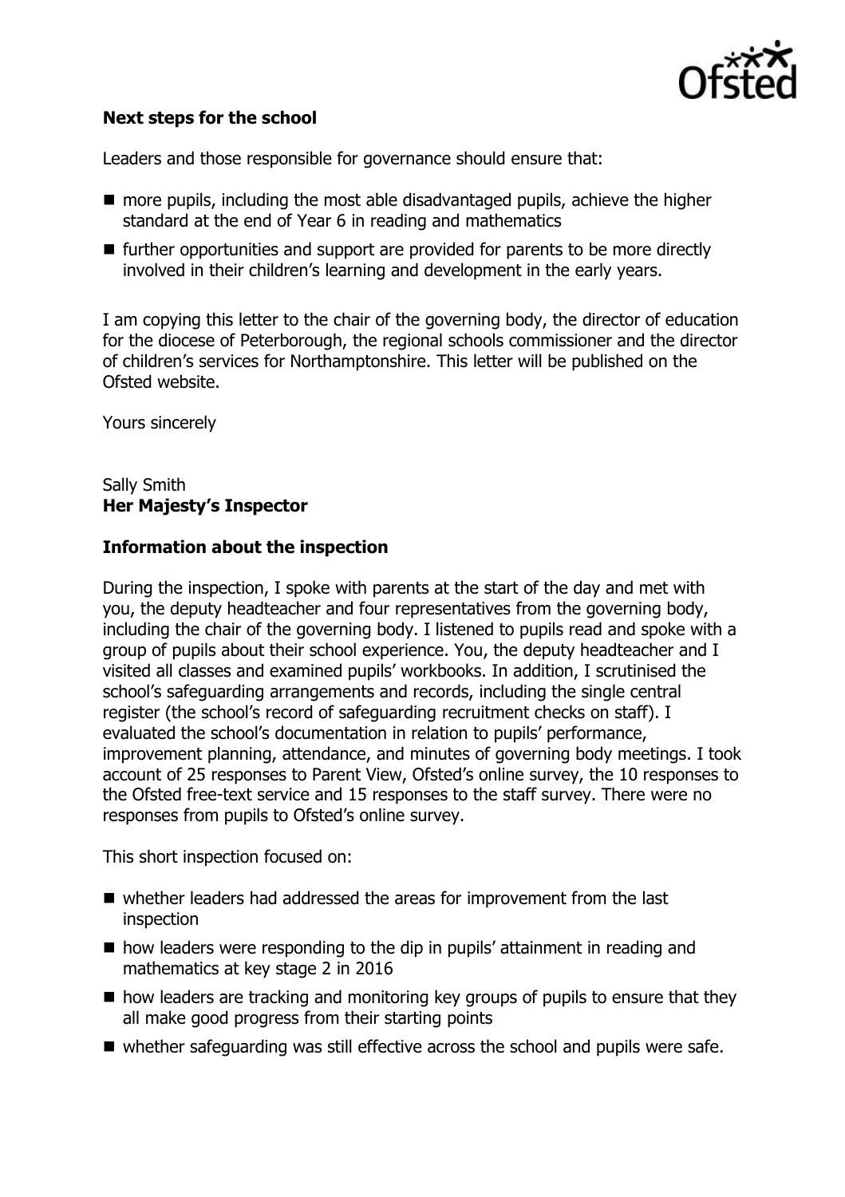**Next steps for the school**

Leaders and those responsible for governance should ensure that:

- more pupils, including the most able disadvantaged pupils, achieve the higher standard at the end of Year 6 in reading and mathematics
- further opportunities and support are provided for parents to be more directly involved in their children's learning and development in the early years.

I am copying this letter to the chair of the governing body, the director of education for the diocese of Peterborough, the regional schools commissioner and the director of children's services for Northamptonshire. This letter will be published on the Ofsted website.

Yours sincerely

Sally Smith
**Her Majesty's Inspector**

**Information about the inspection**

During the inspection, I spoke with parents at the start of the day and met with you, the deputy headteacher and four representatives from the governing body, including the chair of the governing body. I listened to pupils read and spoke with a group of pupils about their school experience. You, the deputy headteacher and I visited all classes and examined pupils' workbooks. In addition, I scrutinised the school's safeguarding arrangements and records, including the single central register (the school's record of safeguarding recruitment checks on staff). I evaluated the school's documentation in relation to pupils' performance, improvement planning, attendance, and minutes of governing body meetings. I took account of 25 responses to Parent View, Ofsted's online survey, the 10 responses to the Ofsted free-text service and 15 responses to the staff survey. There were no responses from pupils to Ofsted's online survey.

This short inspection focused on:

- whether leaders had addressed the areas for improvement from the last inspection
- how leaders were responding to the dip in pupils' attainment in reading and mathematics at key stage 2 in 2016
- how leaders are tracking and monitoring key groups of pupils to ensure that they all make good progress from their starting points
- whether safeguarding was still effective across the school and pupils were safe.